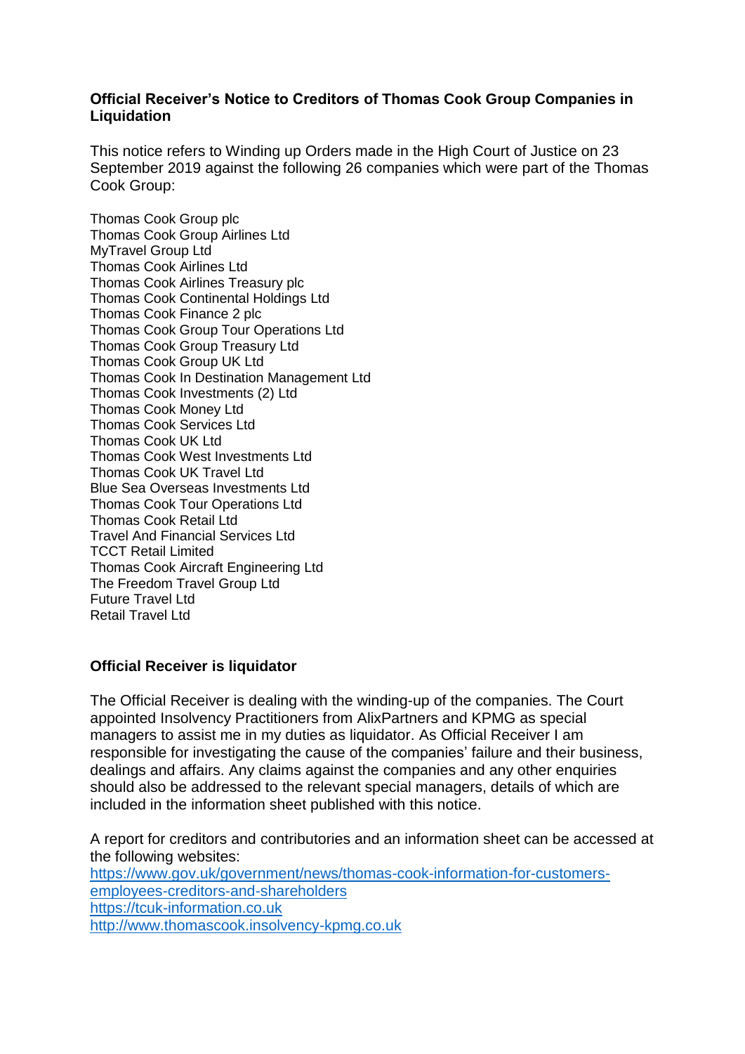**Official Receiver's Notice to Creditors of Thomas Cook Group Companies in Liquidation**

This notice refers to Winding up Orders made in the High Court of Justice on 23 September 2019 against the following 26 companies which were part of the Thomas Cook Group:

Thomas Cook Group plc
Thomas Cook Group Airlines Ltd
MyTravel Group Ltd
Thomas Cook Airlines Ltd
Thomas Cook Airlines Treasury plc
Thomas Cook Continental Holdings Ltd
Thomas Cook Finance 2 plc
Thomas Cook Group Tour Operations Ltd
Thomas Cook Group Treasury Ltd
Thomas Cook Group UK Ltd
Thomas Cook In Destination Management Ltd
Thomas Cook Investments (2) Ltd
Thomas Cook Money Ltd
Thomas Cook Services Ltd
Thomas Cook UK Ltd
Thomas Cook West Investments Ltd
Thomas Cook UK Travel Ltd
Blue Sea Overseas Investments Ltd
Thomas Cook Tour Operations Ltd
Thomas Cook Retail Ltd
Travel And Financial Services Ltd
TCCT Retail Limited
Thomas Cook Aircraft Engineering Ltd
The Freedom Travel Group Ltd
Future Travel Ltd
Retail Travel Ltd

**Official Receiver is liquidator**

The Official Receiver is dealing with the winding-up of the companies. The Court appointed Insolvency Practitioners from AlixPartners and KPMG as special managers to assist me in my duties as liquidator. As Official Receiver I am responsible for investigating the cause of the companies' failure and their business, dealings and affairs. Any claims against the companies and any other enquiries should also be addressed to the relevant special managers, details of which are included in the information sheet published with this notice.

A report for creditors and contributories and an information sheet can be accessed at the following websites:
https://www.gov.uk/government/news/thomas-cook-information-for-customers-employees-creditors-and-shareholders
https://tcuk-information.co.uk
http://www.thomascook.insolvency-kpmg.co.uk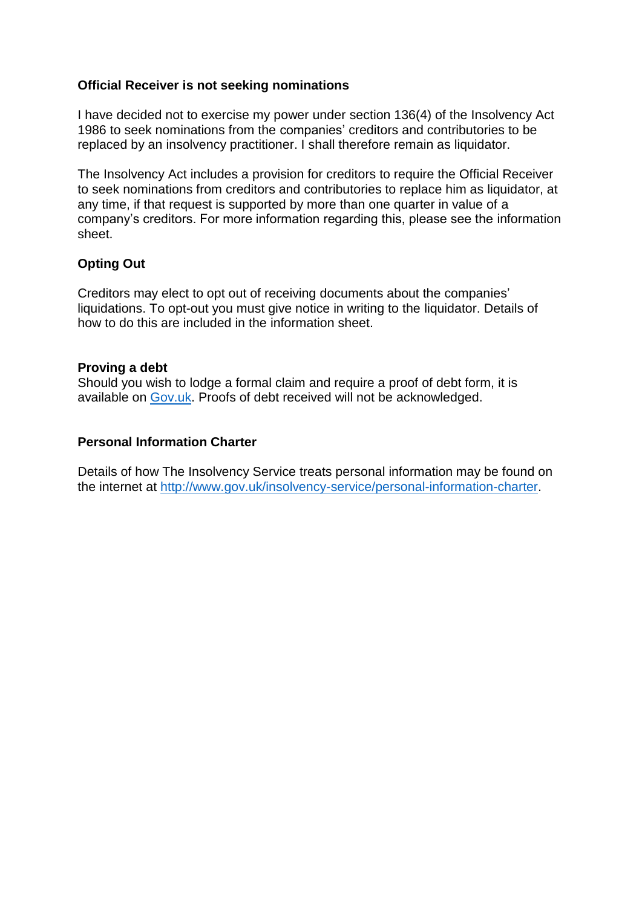**Official Receiver is not seeking nominations**

I have decided not to exercise my power under section 136(4) of the Insolvency Act 1986 to seek nominations from the companies' creditors and contributories to be replaced by an insolvency practitioner. I shall therefore remain as liquidator.

The Insolvency Act includes a provision for creditors to require the Official Receiver to seek nominations from creditors and contributories to replace him as liquidator, at any time, if that request is supported by more than one quarter in value of a company's creditors. For more information regarding this, please see the information sheet.

**Opting Out**

Creditors may elect to opt out of receiving documents about the companies' liquidations. To opt-out you must give notice in writing to the liquidator. Details of how to do this are included in the information sheet.

**Proving a debt**

Should you wish to lodge a formal claim and require a proof of debt form, it is available on Gov.uk. Proofs of debt received will not be acknowledged.

**Personal Information Charter**

Details of how The Insolvency Service treats personal information may be found on the internet at http://www.gov.uk/insolvency-service/personal-information-charter.